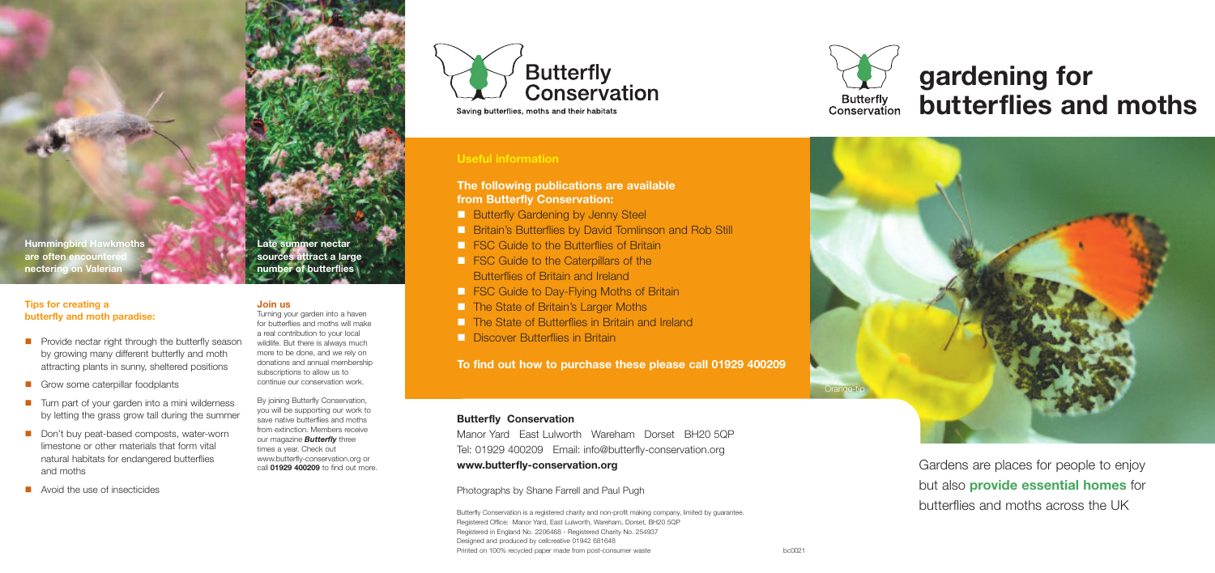Hummingbird Hawkmoths are often encountered nectering on Valerian

Late summer nectar sources attract a large number of butterflies

### Tips for creating a butterfly and moth paradise:

- Provide nectar right through the butterfly season by growing many different butterfly and moth attracting plants in sunny, sheltered positions
- Grow some caterpillar foodplants
- Turn part of your garden into a mini wilderness by letting the grass grow tall during the summer
- Don't buy peat-based composts, water-worn limestone or other materials that form vital natural habitats for endangered butterflies and moths
- Avoid the use of insecticides

### Join us

Turning your garden into a haven for butterflies and moths will make a real contribution to your local wildlife. But there is always much more to be done, and we rely on donations and annual membership subscriptions to allow us to continue our conservation work.

By joining Butterfly Conservation, you will be supporting our work to save native butterflies and moths from extinction. Members receive our magazine ***Butterfly*** three times a year. Check out www.butterfly-conservation.org or call **01929 400209** to find out more.

**Butterfly Conservation**

Saving butterflies, moths and their habitats

## Useful information

### The following publications are available from Butterfly Conservation:

- Butterfly Gardening by Jenny Steel
- Britain's Butterflies by David Tomlinson and Rob Still
- FSC Guide to the Butterflies of Britain
- FSC Guide to the Caterpillars of the Butterflies of Britain and Ireland
- FSC Guide to Day-Flying Moths of Britain
- The State of Britain's Larger Moths
- The State of Butterflies in Britain and Ireland
- Discover Butterflies in Britain

**To find out how to purchase these please call 01929 400209**

**Butterfly Conservation**

Manor Yard East Lulworth Wareham Dorset BH20 5QP
Tel: 01929 400209 Email: info@butterfly-conservation.org
**www.butterfly-conservation.org**

Photographs by Shane Farrell and Paul Pugh

Butterfly Conservation is a registered charity and non-profit making company, limited by guarantee.
Registered Office: Manor Yard, East Lulworth, Wareham, Dorset, BH20 5QP
Registered in England No. 2206468 - Registered Charity No. 254937
Designed and produced by cellcreative 01942 681648
Printed on 100% recycled paper made from post-consumer waste

bc0021

# gardening for butterflies and moths

Orange-tip

Gardens are places for people to enjoy but also **provide essential homes** for butterflies and moths across the UK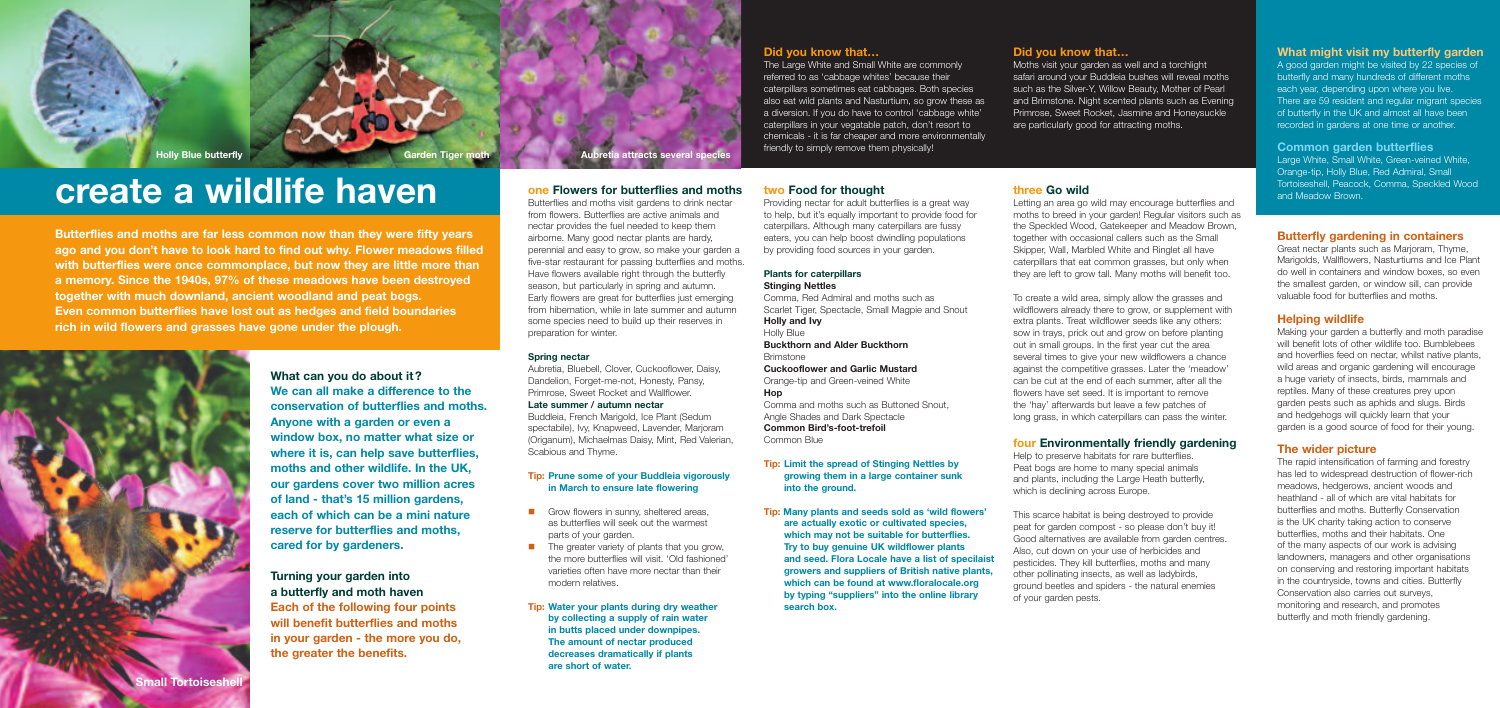Holly Blue butterfly

Garden Tiger moth

Aubretia attracts several species

# create a wildlife haven

**Butterflies and moths are far less common now than they were fifty years ago and you don't have to look hard to find out why. Flower meadows filled with butterflies were once commonplace, but now they are little more than a memory. Since the 1940s, 97% of these meadows have been destroyed together with much downland, ancient woodland and peat bogs. Even common butterflies have lost out as hedges and field boundaries rich in wild flowers and grasses have gone under the plough.**

Small Tortoiseshell

### What can you do about it?

**We can all make a difference to the conservation of butterflies and moths. Anyone with a garden or even a window box, no matter what size or where it is, can help save butterflies, moths and other wildlife. In the UK, our gardens cover two million acres of land - that's 15 million gardens, each of which can be a mini nature reserve for butterflies and moths, cared for by gardeners.**

### Turning your garden into a butterfly and moth haven

**Each of the following four points will benefit butterflies and moths in your garden - the more you do, the greater the benefits.**

## one Flowers for butterflies and moths

Butterflies and moths visit gardens to drink nectar from flowers. Butterflies are active animals and nectar provides the fuel needed to keep them airborne. Many good nectar plants are hardy, perennial and easy to grow, so make your garden a five-star restaurant for passing butterflies and moths. Have flowers available right through the butterfly season, but particularly in spring and autumn. Early flowers are great for butterflies just emerging from hibernation, while in late summer and autumn some species need to build up their reserves in preparation for winter.

**Spring nectar**

Aubretia, Bluebell, Clover, Cuckooflower, Daisy, Dandelion, Forget-me-not, Honesty, Pansy, Primrose, Sweet Rocket and Wallflower.

**Late summer / autumn nectar**

Buddleia, French Marigold, Ice Plant (Sedum spectabile), Ivy, Knapweed, Lavender, Marjoram (Origanum), Michaelmas Daisy, Mint, Red Valerian, Scabious and Thyme.

**Tip: Prune some of your Buddleia vigorously in March to ensure late flowering**

- Grow flowers in sunny, sheltered areas, as butterflies will seek out the warmest parts of your garden.
- The greater variety of plants that you grow, the more butterflies will visit. 'Old fashioned' varieties often have more nectar than their modern relatives.

**Tip: Water your plants during dry weather by collecting a supply of rain water in butts placed under downpipes. The amount of nectar produced decreases dramatically if plants are short of water.**

### Did you know that…

The Large White and Small White are commonly referred to as 'cabbage whites' because their caterpillars sometimes eat cabbages. Both species also eat wild plants and Nasturtium, so grow these as a diversion. If you do have to control 'cabbage white' caterpillars in your vegetable patch, don't resort to chemicals - it is far cheaper and more environmentally friendly to simply remove them physically!

## two Food for thought

Providing nectar for adult butterflies is a great way to help, but it's equally important to provide food for caterpillars. Although many caterpillars are fussy eaters, you can help boost dwindling populations by providing food sources in your garden.

**Plants for caterpillars**

**Stinging Nettles**
Comma, Red Admiral and moths such as Scarlet Tiger, Spectacle, Small Magpie and Snout

**Holly and Ivy**
Holly Blue

**Buckthorn and Alder Buckthorn**
Brimstone

**Cuckooflower and Garlic Mustard**
Orange-tip and Green-veined White

**Hop**
Comma and moths such as Buttoned Snout, Angle Shades and Dark Spectacle

**Common Bird's-foot-trefoil**
Common Blue

**Tip: Limit the spread of Stinging Nettles by growing them in a large container sunk into the ground.**

**Tip: Many plants and seeds sold as 'wild flowers' are actually exotic or cultivated species, which may not be suitable for butterflies. Try to buy genuine UK wildflower plants and seed. Flora Locale have a list of specilaist growers and suppliers of British native plants, which can be found at www.floralocale.org by typing "suppliers" into the online library search box.**

### Did you know that…

Moths visit your garden as well and a torchlight safari around your Buddleia bushes will reveal moths such as the Silver-Y, Willow Beauty, Mother of Pearl and Brimstone. Night scented plants such as Evening Primrose, Sweet Rocket, Jasmine and Honeysuckle are particularly good for attracting moths.

## three Go wild

Letting an area go wild may encourage butterflies and moths to breed in your garden! Regular visitors such as the Speckled Wood, Gatekeeper and Meadow Brown, together with occasional callers such as the Small Skipper, Wall, Marbled White and Ringlet all have caterpillars that eat common grasses, but only when they are left to grow tall. Many moths will benefit too.

To create a wild area, simply allow the grasses and wildflowers already there to grow, or supplement with extra plants. Treat wildflower seeds like any others: sow in trays, prick out and grow on before planting out in small groups. In the first year cut the area several times to give your new wildflowers a chance against the competitive grasses. Later the 'meadow' can be cut at the end of each summer, after all the flowers have set seed. It is important to remove the 'hay' afterwards but leave a few patches of long grass, in which caterpillars can pass the winter.

## four Environmentally friendly gardening

Help to preserve habitats for rare butterflies. Peat bogs are home to many special animals and plants, including the Large Heath butterfly, which is declining across Europe.

This scarce habitat is being destroyed to provide peat for garden compost - so please don't buy it! Good alternatives are available from garden centres. Also, cut down on your use of herbicides and pesticides. They kill butterflies, moths and many other pollinating insects, as well as ladybirds, ground beetles and spiders - the natural enemies of your garden pests.

### What might visit my butterfly garden

A good garden might be visited by 22 species of butterfly and many hundreds of different moths each year, depending upon where you live. There are 59 resident and regular migrant species of butterfly in the UK and almost all have been recorded in gardens at one time or another.

### Common garden butterflies

Large White, Small White, Green-veined White, Orange-tip, Holly Blue, Red Admiral, Small Tortoiseshell, Peacock, Comma, Speckled Wood and Meadow Brown.

### Butterfly gardening in containers

Great nectar plants such as Marjoram, Thyme, Marigolds, Wallflowers, Nasturtiums and Ice Plant do well in containers and window boxes, so even the smallest garden, or window sill, can provide valuable food for butterflies and moths.

### Helping wildlife

Making your garden a butterfly and moth paradise will benefit lots of other wildlife too. Bumblebees and hoverflies feed on nectar, whilst native plants, wild areas and organic gardening will encourage a huge variety of insects, birds, mammals and reptiles. Many of these creatures prey upon garden pests such as aphids and slugs. Birds and hedgehogs will quickly learn that your garden is a good source of food for their young.

### The wider picture

The rapid intensification of farming and forestry has led to widespread destruction of flower-rich meadows, hedgerows, ancient woods and heathland - all of which are vital habitats for butterflies and moths. Butterfly Conservation is the UK charity taking action to conserve butterflies, moths and their habitats. One of the many aspects of our work is advising landowners, managers and other organisations on conserving and restoring important habitats in the countryside, towns and cities. Butterfly Conservation also carries out surveys, monitoring and research, and promotes butterfly and moth friendly gardening.